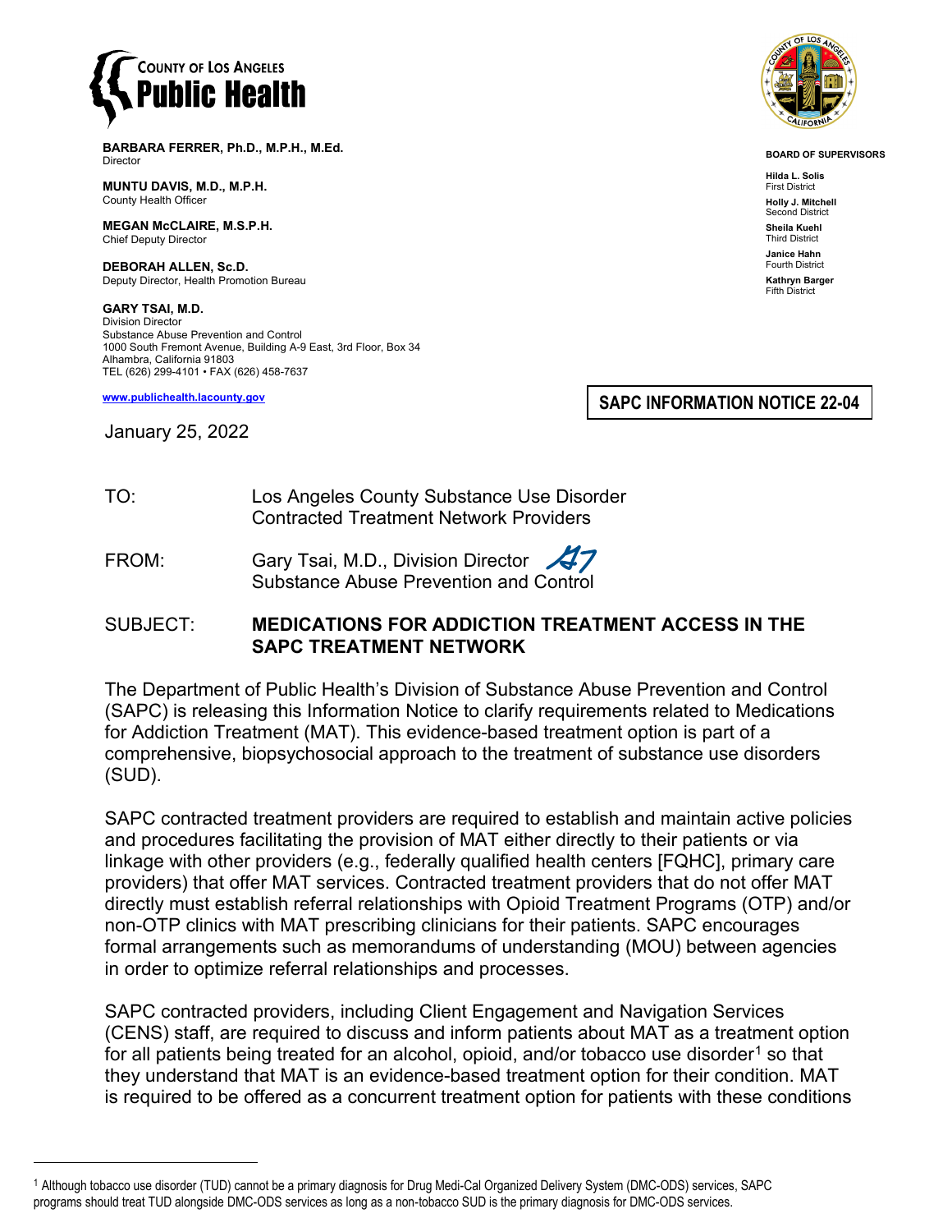**COUNTY OF LOS ANGELES**
**Public Health**

**BARBARA FERRER, Ph.D., M.P.H., M.Ed.**
Director

**MUNTU DAVIS, M.D., M.P.H.**
County Health Officer

**MEGAN McCLAIRE, M.S.P.H.**
Chief Deputy Director

**DEBORAH ALLEN, Sc.D.**
Deputy Director, Health Promotion Bureau

**GARY TSAI, M.D.**
Division Director
Substance Abuse Prevention and Control
1000 South Fremont Avenue, Building A-9 East, 3rd Floor, Box 34
Alhambra, California 91803
TEL (626) 299-4101 • FAX (626) 458-7637

www.publichealth.lacounty.gov

**BOARD OF SUPERVISORS**

**Hilda L. Solis**
First District

**Holly J. Mitchell**
Second District

**Sheila Kuehl**
Third District

**Janice Hahn**
Fourth District

**Kathryn Barger**
Fifth District

**SAPC INFORMATION NOTICE 22-04**

January 25, 2022

TO: Los Angeles County Substance Use Disorder Contracted Treatment Network Providers

FROM: Gary Tsai, M.D., Division Director
Substance Abuse Prevention and Control

SUBJECT: **MEDICATIONS FOR ADDICTION TREATMENT ACCESS IN THE SAPC TREATMENT NETWORK**

The Department of Public Health's Division of Substance Abuse Prevention and Control (SAPC) is releasing this Information Notice to clarify requirements related to Medications for Addiction Treatment (MAT). This evidence-based treatment option is part of a comprehensive, biopsychosocial approach to the treatment of substance use disorders (SUD).

SAPC contracted treatment providers are required to establish and maintain active policies and procedures facilitating the provision of MAT either directly to their patients or via linkage with other providers (e.g., federally qualified health centers [FQHC], primary care providers) that offer MAT services. Contracted treatment providers that do not offer MAT directly must establish referral relationships with Opioid Treatment Programs (OTP) and/or non-OTP clinics with MAT prescribing clinicians for their patients. SAPC encourages formal arrangements such as memorandums of understanding (MOU) between agencies in order to optimize referral relationships and processes.

SAPC contracted providers, including Client Engagement and Navigation Services (CENS) staff, are required to discuss and inform patients about MAT as a treatment option for all patients being treated for an alcohol, opioid, and/or tobacco use disorder[1] so that they understand that MAT is an evidence-based treatment option for their condition. MAT is required to be offered as a concurrent treatment option for patients with these conditions

[1] Although tobacco use disorder (TUD) cannot be a primary diagnosis for Drug Medi-Cal Organized Delivery System (DMC-ODS) services, SAPC programs should treat TUD alongside DMC-ODS services as long as a non-tobacco SUD is the primary diagnosis for DMC-ODS services.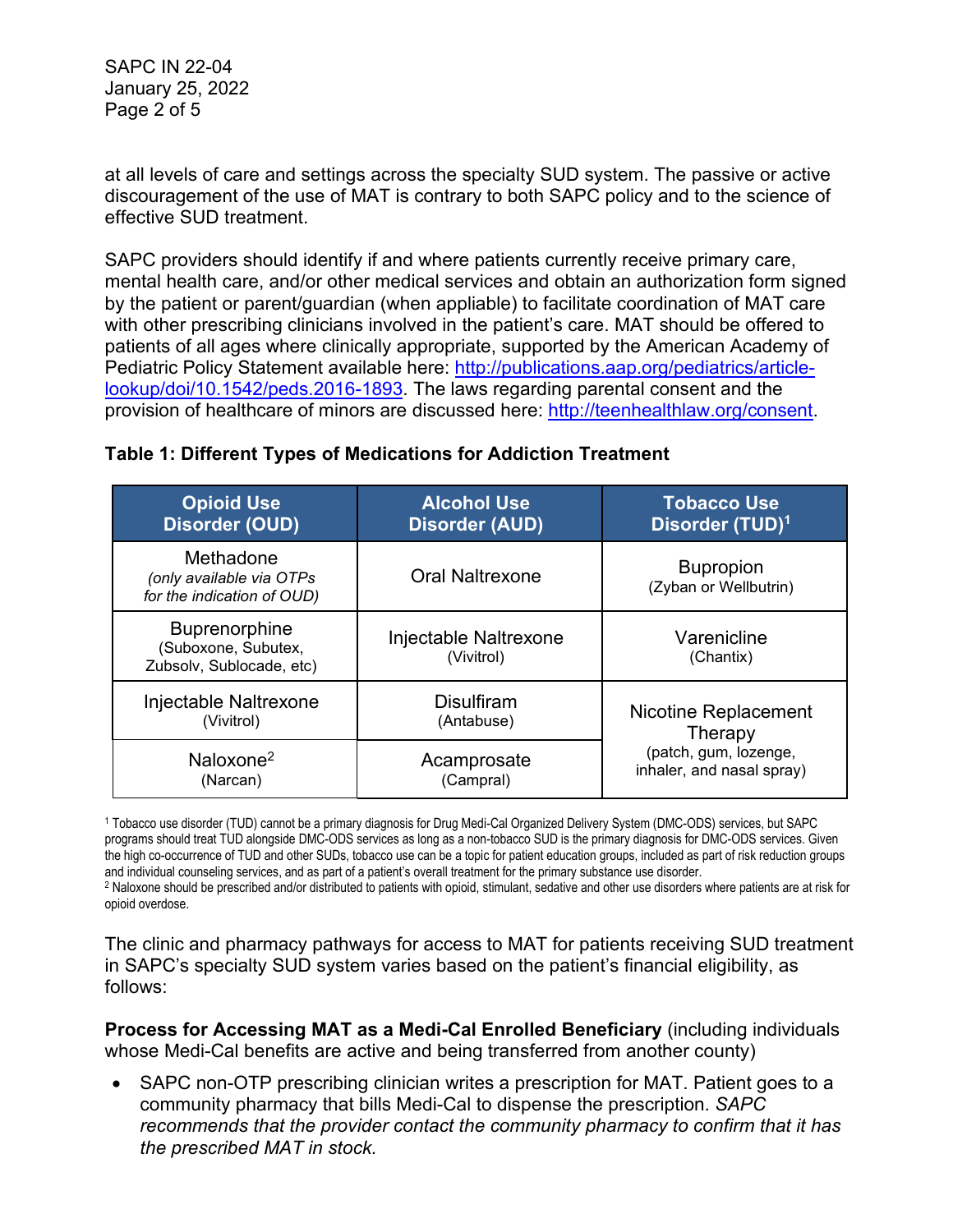at all levels of care and settings across the specialty SUD system. The passive or active discouragement of the use of MAT is contrary to both SAPC policy and to the science of effective SUD treatment.

SAPC providers should identify if and where patients currently receive primary care, mental health care, and/or other medical services and obtain an authorization form signed by the patient or parent/guardian (when appliable) to facilitate coordination of MAT care with other prescribing clinicians involved in the patient's care. MAT should be offered to patients of all ages where clinically appropriate, supported by the American Academy of Pediatric Policy Statement available here: [http://publications.aap.org/pediatrics/article-lookup/doi/10.1542/peds.2016-1893](http://publications.aap.org/pediatrics/article-lookup/doi/10.1542/peds.2016-1893). The laws regarding parental consent and the provision of healthcare of minors are discussed here: [http://teenhealthlaw.org/consent](http://teenhealthlaw.org/consent).

**Table 1: Different Types of Medications for Addiction Treatment**

| Opioid Use Disorder (OUD) | Alcohol Use Disorder (AUD) | Tobacco Use Disorder (TUD)[1] |
|---|---|---|
| Methadone *(only available via OTPs for the indication of OUD)* | Oral Naltrexone | Bupropion (Zyban or Wellbutrin) |
| Buprenorphine (Suboxone, Subutex, Zubsolv, Sublocade, etc) | Injectable Naltrexone (Vivitrol) | Varenicline (Chantix) |
| Injectable Naltrexone (Vivitrol) | Disulfiram (Antabuse) | Nicotine Replacement Therapy (patch, gum, lozenge, inhaler, and nasal spray) |
| Naloxone[2] (Narcan) | Acamprosate (Campral) | |

[1] Tobacco use disorder (TUD) cannot be a primary diagnosis for Drug Medi-Cal Organized Delivery System (DMC-ODS) services, but SAPC programs should treat TUD alongside DMC-ODS services as long as a non-tobacco SUD is the primary diagnosis for DMC-ODS services. Given the high co-occurrence of TUD and other SUDs, tobacco use can be a topic for patient education groups, included as part of risk reduction groups and individual counseling services, and as part of a patient's overall treatment for the primary substance use disorder.

[2] Naloxone should be prescribed and/or distributed to patients with opioid, stimulant, sedative and other use disorders where patients are at risk for opioid overdose.

The clinic and pharmacy pathways for access to MAT for patients receiving SUD treatment in SAPC's specialty SUD system varies based on the patient's financial eligibility, as follows:

**Process for Accessing MAT as a Medi-Cal Enrolled Beneficiary** (including individuals whose Medi-Cal benefits are active and being transferred from another county)

- SAPC non-OTP prescribing clinician writes a prescription for MAT. Patient goes to a community pharmacy that bills Medi-Cal to dispense the prescription. *SAPC recommends that the provider contact the community pharmacy to confirm that it has the prescribed MAT in stock.*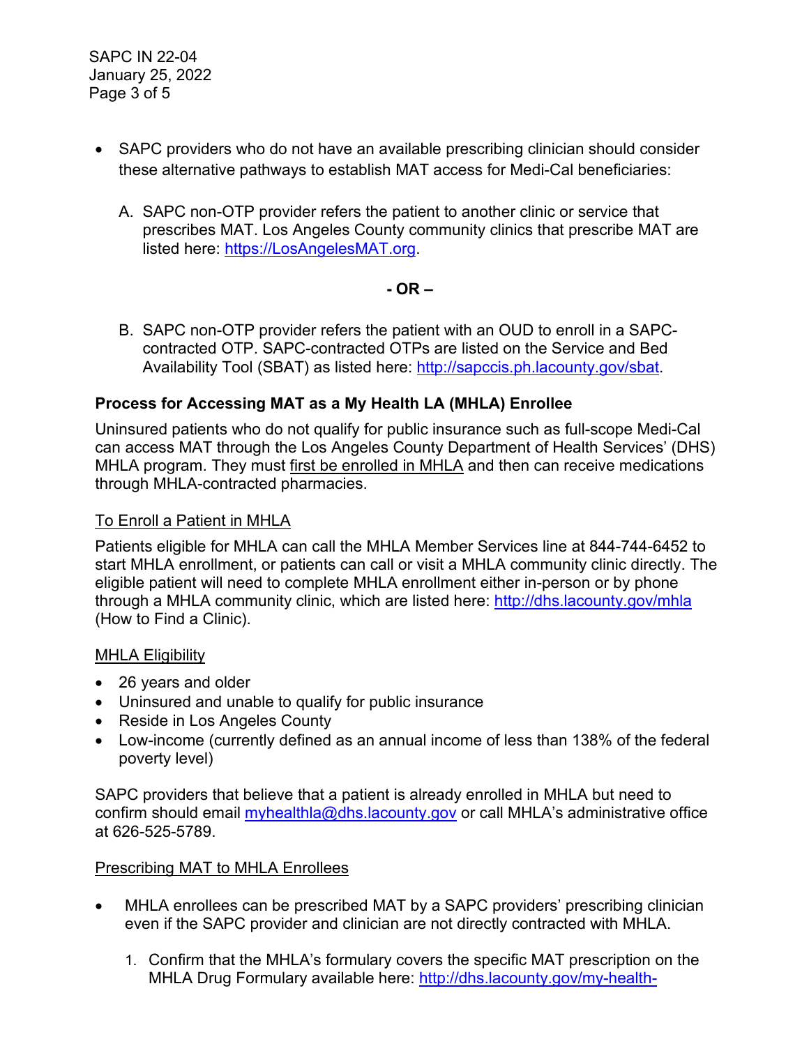- SAPC providers who do not have an available prescribing clinician should consider these alternative pathways to establish MAT access for Medi-Cal beneficiaries:

  A. SAPC non-OTP provider refers the patient to another clinic or service that prescribes MAT. Los Angeles County community clinics that prescribe MAT are listed here: https://LosAngelesMAT.org.

  **- OR –**

  B. SAPC non-OTP provider refers the patient with an OUD to enroll in a SAPC-contracted OTP. SAPC-contracted OTPs are listed on the Service and Bed Availability Tool (SBAT) as listed here: http://sapccis.ph.lacounty.gov/sbat.

### Process for Accessing MAT as a My Health LA (MHLA) Enrollee

Uninsured patients who do not qualify for public insurance such as full-scope Medi-Cal can access MAT through the Los Angeles County Department of Health Services' (DHS) MHLA program. They must first be enrolled in MHLA and then can receive medications through MHLA-contracted pharmacies.

#### To Enroll a Patient in MHLA

Patients eligible for MHLA can call the MHLA Member Services line at 844-744-6452 to start MHLA enrollment, or patients can call or visit a MHLA community clinic directly. The eligible patient will need to complete MHLA enrollment either in-person or by phone through a MHLA community clinic, which are listed here: http://dhs.lacounty.gov/mhla (How to Find a Clinic).

#### MHLA Eligibility

- 26 years and older
- Uninsured and unable to qualify for public insurance
- Reside in Los Angeles County
- Low-income (currently defined as an annual income of less than 138% of the federal poverty level)

SAPC providers that believe that a patient is already enrolled in MHLA but need to confirm should email myhealthla@dhs.lacounty.gov or call MHLA's administrative office at 626-525-5789.

#### Prescribing MAT to MHLA Enrollees

- MHLA enrollees can be prescribed MAT by a SAPC providers' prescribing clinician even if the SAPC provider and clinician are not directly contracted with MHLA.

  1. Confirm that the MHLA's formulary covers the specific MAT prescription on the MHLA Drug Formulary available here: http://dhs.lacounty.gov/my-health-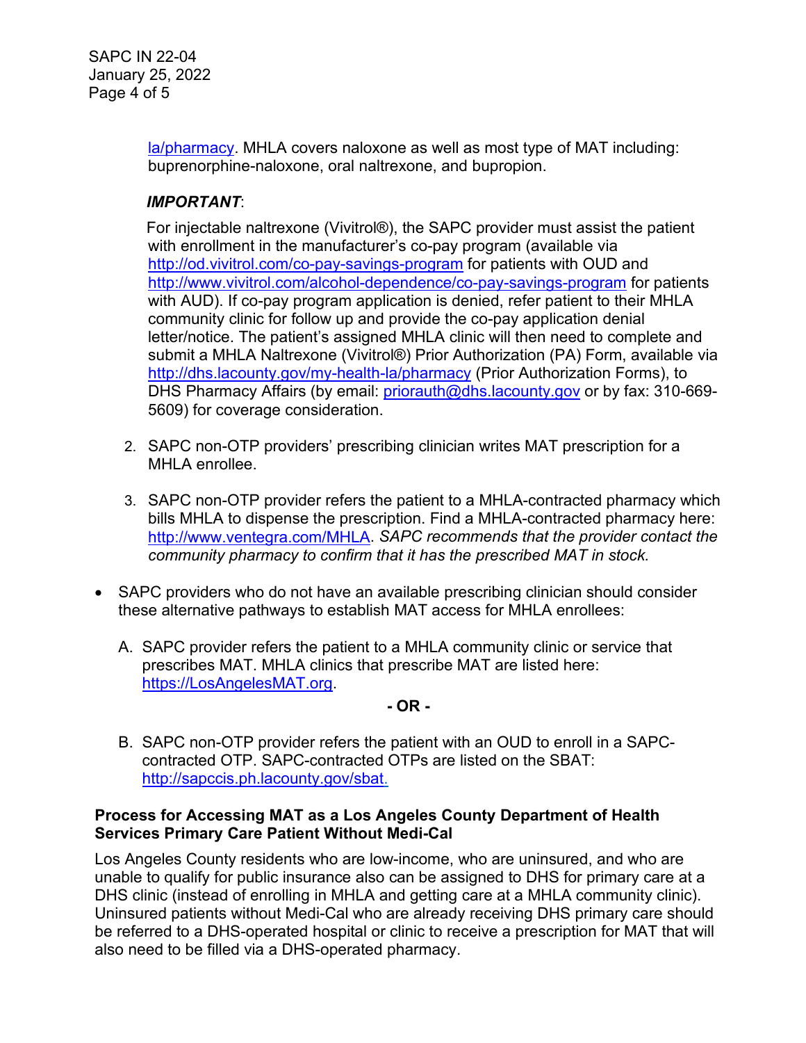la/pharmacy. MHLA covers naloxone as well as most type of MAT including: buprenorphine-naloxone, oral naltrexone, and bupropion.

***IMPORTANT***:

For injectable naltrexone (Vivitrol®), the SAPC provider must assist the patient with enrollment in the manufacturer's co-pay program (available via http://od.vivitrol.com/co-pay-savings-program for patients with OUD and http://www.vivitrol.com/alcohol-dependence/co-pay-savings-program for patients with AUD). If co-pay program application is denied, refer patient to their MHLA community clinic for follow up and provide the co-pay application denial letter/notice. The patient's assigned MHLA clinic will then need to complete and submit a MHLA Naltrexone (Vivitrol®) Prior Authorization (PA) Form, available via http://dhs.lacounty.gov/my-health-la/pharmacy (Prior Authorization Forms), to DHS Pharmacy Affairs (by email: priorauth@dhs.lacounty.gov or by fax: 310-669-5609) for coverage consideration.

2. SAPC non-OTP providers' prescribing clinician writes MAT prescription for a MHLA enrollee.

3. SAPC non-OTP provider refers the patient to a MHLA-contracted pharmacy which bills MHLA to dispense the prescription. Find a MHLA-contracted pharmacy here: http://www.ventegra.com/MHLA. *SAPC recommends that the provider contact the community pharmacy to confirm that it has the prescribed MAT in stock.*

- SAPC providers who do not have an available prescribing clinician should consider these alternative pathways to establish MAT access for MHLA enrollees:

  A. SAPC provider refers the patient to a MHLA community clinic or service that prescribes MAT. MHLA clinics that prescribe MAT are listed here: https://LosAngelesMAT.org.

  **- OR -**

  B. SAPC non-OTP provider refers the patient with an OUD to enroll in a SAPC-contracted OTP. SAPC-contracted OTPs are listed on the SBAT: http://sapccis.ph.lacounty.gov/sbat.

**Process for Accessing MAT as a Los Angeles County Department of Health Services Primary Care Patient Without Medi-Cal**

Los Angeles County residents who are low-income, who are uninsured, and who are unable to qualify for public insurance also can be assigned to DHS for primary care at a DHS clinic (instead of enrolling in MHLA and getting care at a MHLA community clinic). Uninsured patients without Medi-Cal who are already receiving DHS primary care should be referred to a DHS-operated hospital or clinic to receive a prescription for MAT that will also need to be filled via a DHS-operated pharmacy.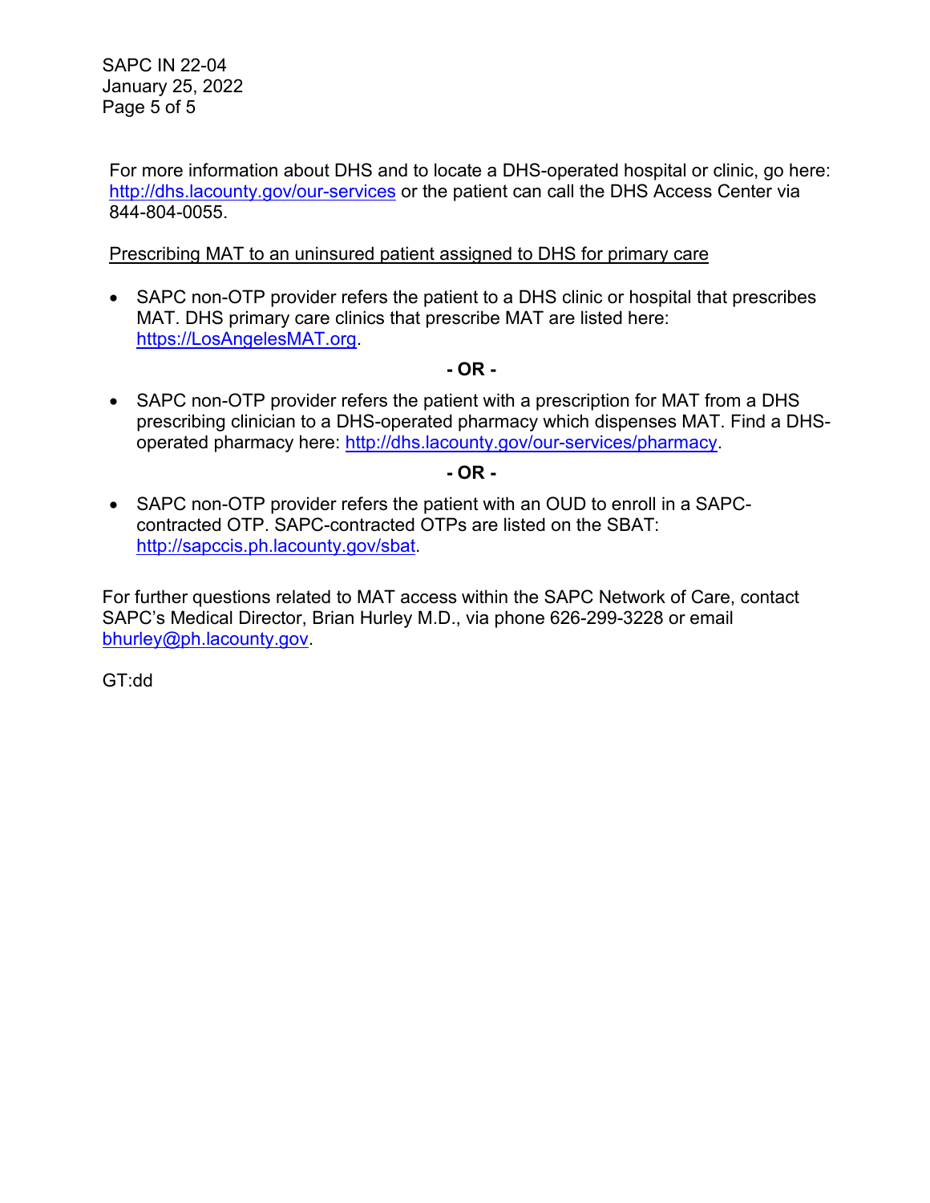For more information about DHS and to locate a DHS-operated hospital or clinic, go here: http://dhs.lacounty.gov/our-services or the patient can call the DHS Access Center via 844-804-0055.

Prescribing MAT to an uninsured patient assigned to DHS for primary care

- SAPC non-OTP provider refers the patient to a DHS clinic or hospital that prescribes MAT. DHS primary care clinics that prescribe MAT are listed here: https://LosAngelesMAT.org.

**- OR -**

- SAPC non-OTP provider refers the patient with a prescription for MAT from a DHS prescribing clinician to a DHS-operated pharmacy which dispenses MAT. Find a DHS-operated pharmacy here: http://dhs.lacounty.gov/our-services/pharmacy.

**- OR -**

- SAPC non-OTP provider refers the patient with an OUD to enroll in a SAPC-contracted OTP. SAPC-contracted OTPs are listed on the SBAT: http://sapccis.ph.lacounty.gov/sbat.

For further questions related to MAT access within the SAPC Network of Care, contact SAPC's Medical Director, Brian Hurley M.D., via phone 626-299-3228 or email bhurley@ph.lacounty.gov.

GT:dd